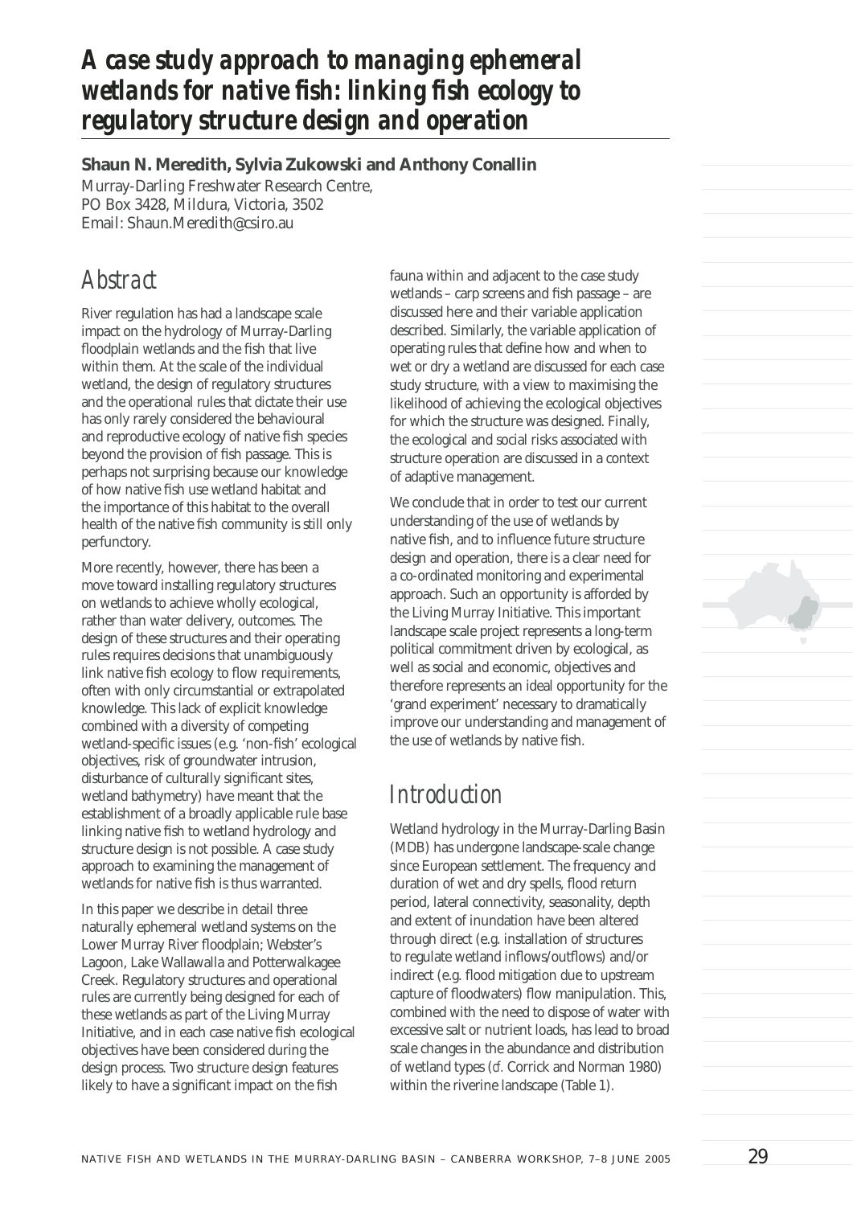# A case study approach to managing ephemeral wetlands for native fish: linking fish ecology to regulatory structure design and operation

**Shaun N. Meredith, Sylvia Zukowski and Anthony Conallin**

Murray-Darling Freshwater Research Centre,
PO Box 3428, Mildura, Victoria, 3502
Email: Shaun.Meredith@csiro.au

## Abstract

River regulation has had a landscape scale impact on the hydrology of Murray-Darling floodplain wetlands and the fish that live within them. At the scale of the individual wetland, the design of regulatory structures and the operational rules that dictate their use has only rarely considered the behavioural and reproductive ecology of native fish species beyond the provision of fish passage. This is perhaps not surprising because our knowledge of how native fish use wetland habitat and the importance of this habitat to the overall health of the native fish community is still only perfunctory.

More recently, however, there has been a move toward installing regulatory structures on wetlands to achieve wholly ecological, rather than water delivery, outcomes. The design of these structures and their operating rules requires decisions that unambiguously link native fish ecology to flow requirements, often with only circumstantial or extrapolated knowledge. This lack of explicit knowledge combined with a diversity of competing wetland-specific issues (e.g. 'non-fish' ecological objectives, risk of groundwater intrusion, disturbance of culturally significant sites, wetland bathymetry) have meant that the establishment of a broadly applicable rule base linking native fish to wetland hydrology and structure design is not possible. A case study approach to examining the management of wetlands for native fish is thus warranted.

In this paper we describe in detail three naturally ephemeral wetland systems on the Lower Murray River floodplain; Webster's Lagoon, Lake Wallawalla and Potterwalkagee Creek. Regulatory structures and operational rules are currently being designed for each of these wetlands as part of the Living Murray Initiative, and in each case native fish ecological objectives have been considered during the design process. Two structure design features likely to have a significant impact on the fish fauna within and adjacent to the case study wetlands – carp screens and fish passage – are discussed here and their variable application described. Similarly, the variable application of operating rules that define how and when to wet or dry a wetland are discussed for each case study structure, with a view to maximising the likelihood of achieving the ecological objectives for which the structure was designed. Finally, the ecological and social risks associated with structure operation are discussed in a context of adaptive management.

We conclude that in order to test our current understanding of the use of wetlands by native fish, and to influence future structure design and operation, there is a clear need for a co-ordinated monitoring and experimental approach. Such an opportunity is afforded by the Living Murray Initiative. This important landscape scale project represents a long-term political commitment driven by ecological, as well as social and economic, objectives and therefore represents an ideal opportunity for the 'grand experiment' necessary to dramatically improve our understanding and management of the use of wetlands by native fish.

## Introduction

Wetland hydrology in the Murray-Darling Basin (MDB) has undergone landscape-scale change since European settlement. The frequency and duration of wet and dry spells, flood return period, lateral connectivity, seasonality, depth and extent of inundation have been altered through direct (e.g. installation of structures to regulate wetland inflows/outflows) and/or indirect (e.g. flood mitigation due to upstream capture of floodwaters) flow manipulation. This, combined with the need to dispose of water with excessive salt or nutrient loads, has lead to broad scale changes in the abundance and distribution of wetland types (*cf.* Corrick and Norman 1980) within the riverine landscape (Table 1).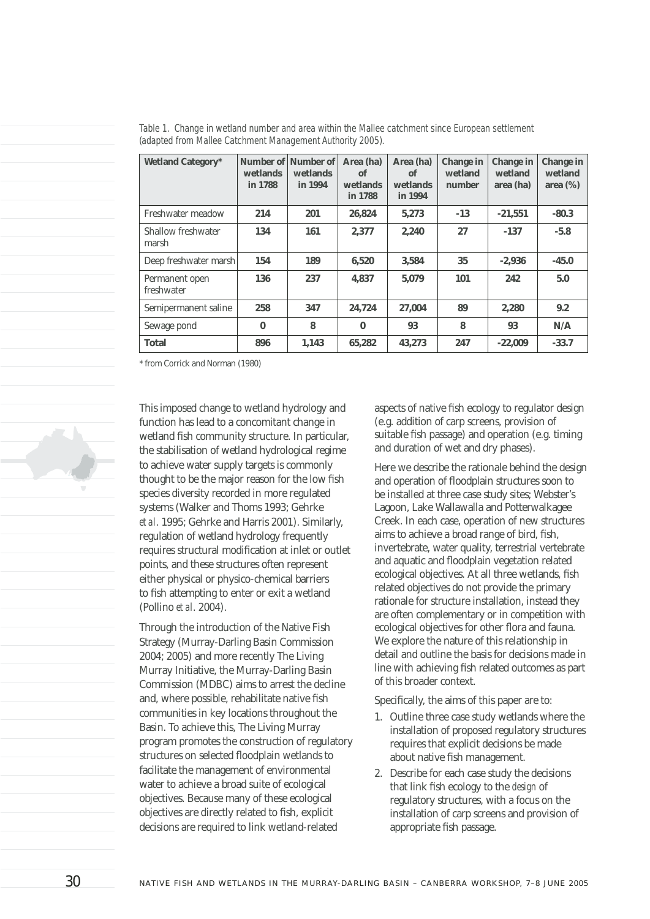Table 1. Change in wetland number and area within the Mallee catchment since European settlement (adapted from Mallee Catchment Management Authority 2005).

| Wetland Category* | Number of wetlands in 1788 | Number of wetlands in 1994 | Area (ha) of wetlands in 1788 | Area (ha) of wetlands in 1994 | Change in wetland number | Change in wetland area (ha) | Change in wetland area (%) |
|---|---|---|---|---|---|---|---|
| Freshwater meadow | 214 | 201 | 26,824 | 5,273 | -13 | -21,551 | -80.3 |
| Shallow freshwater marsh | 134 | 161 | 2,377 | 2,240 | 27 | -137 | -5.8 |
| Deep freshwater marsh | 154 | 189 | 6,520 | 3,584 | 35 | -2,936 | -45.0 |
| Permanent open freshwater | 136 | 237 | 4,837 | 5,079 | 101 | 242 | 5.0 |
| Semipermanent saline | 258 | 347 | 24,724 | 27,004 | 89 | 2,280 | 9.2 |
| Sewage pond | 0 | 8 | 0 | 93 | 8 | 93 | N/A |
| **Total** | **896** | **1,143** | **65,282** | **43,273** | **247** | **-22,009** | **-33.7** |

* from Corrick and Norman (1980)

This imposed change to wetland hydrology and function has lead to a concomitant change in wetland fish community structure. In particular, the stabilisation of wetland hydrological regime to achieve water supply targets is commonly thought to be the major reason for the low fish species diversity recorded in more regulated systems (Walker and Thoms 1993; Gehrke *et al*. 1995; Gehrke and Harris 2001). Similarly, regulation of wetland hydrology frequently requires structural modification at inlet or outlet points, and these structures often represent either physical or physico-chemical barriers to fish attempting to enter or exit a wetland (Pollino *et al*. 2004).

Through the introduction of the Native Fish Strategy (Murray-Darling Basin Commission 2004; 2005) and more recently The Living Murray Initiative, the Murray-Darling Basin Commission (MDBC) aims to arrest the decline and, where possible, rehabilitate native fish communities in key locations throughout the Basin. To achieve this, The Living Murray program promotes the construction of regulatory structures on selected floodplain wetlands to facilitate the management of environmental water to achieve a broad suite of ecological objectives. Because many of these ecological objectives are directly related to fish, explicit decisions are required to link wetland-related aspects of native fish ecology to regulator design (e.g. addition of carp screens, provision of suitable fish passage) and operation (e.g. timing and duration of wet and dry phases).

Here we describe the rationale behind the design and operation of floodplain structures soon to be installed at three case study sites; Webster's Lagoon, Lake Wallawalla and Potterwalkagee Creek. In each case, operation of new structures aims to achieve a broad range of bird, fish, invertebrate, water quality, terrestrial vertebrate and aquatic and floodplain vegetation related ecological objectives. At all three wetlands, fish related objectives do not provide the primary rationale for structure installation, instead they are often complementary or in competition with ecological objectives for other flora and fauna. We explore the nature of this relationship in detail and outline the basis for decisions made in line with achieving fish related outcomes as part of this broader context.

Specifically, the aims of this paper are to:

1. Outline three case study wetlands where the installation of proposed regulatory structures requires that explicit decisions be made about native fish management.
2. Describe for each case study the decisions that link fish ecology to the *design* of regulatory structures, with a focus on the installation of carp screens and provision of appropriate fish passage.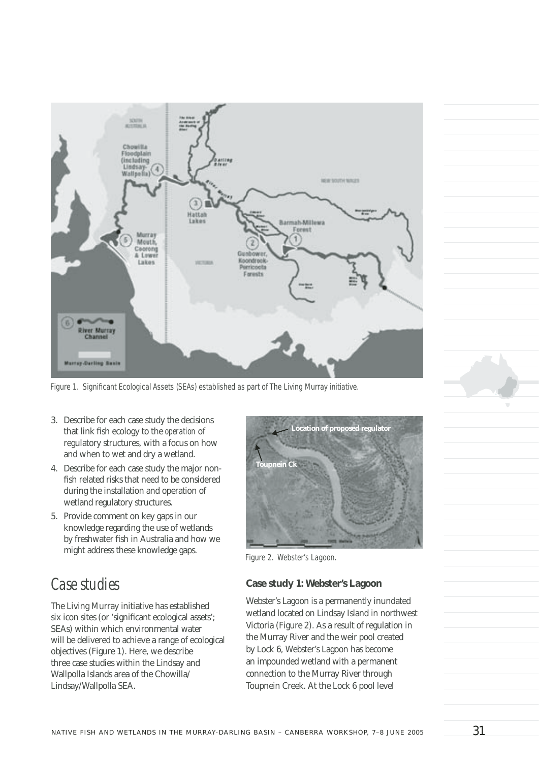Figure 1. Significant Ecological Assets (SEAs) established as part of The Living Murray initiative.

3. Describe for each case study the decisions that link fish ecology to the *operation* of regulatory structures, with a focus on how and when to wet and dry a wetland.
4. Describe for each case study the major non-fish related risks that need to be considered during the installation and operation of wetland regulatory structures.
5. Provide comment on key gaps in our knowledge regarding the use of wetlands by freshwater fish in Australia and how we might address these knowledge gaps.

## Case studies

The Living Murray initiative has established six icon sites (or 'significant ecological assets'; SEAs) within which environmental water will be delivered to achieve a range of ecological objectives (Figure 1). Here, we describe three case studies within the Lindsay and Wallpolla Islands area of the Chowilla/Lindsay/Wallpolla SEA.

Figure 2. Webster's Lagoon.

**Case study 1: Webster's Lagoon**

Webster's Lagoon is a permanently inundated wetland located on Lindsay Island in northwest Victoria (Figure 2). As a result of regulation in the Murray River and the weir pool created by Lock 6, Webster's Lagoon has become an impounded wetland with a permanent connection to the Murray River through Toupnein Creek. At the Lock 6 pool level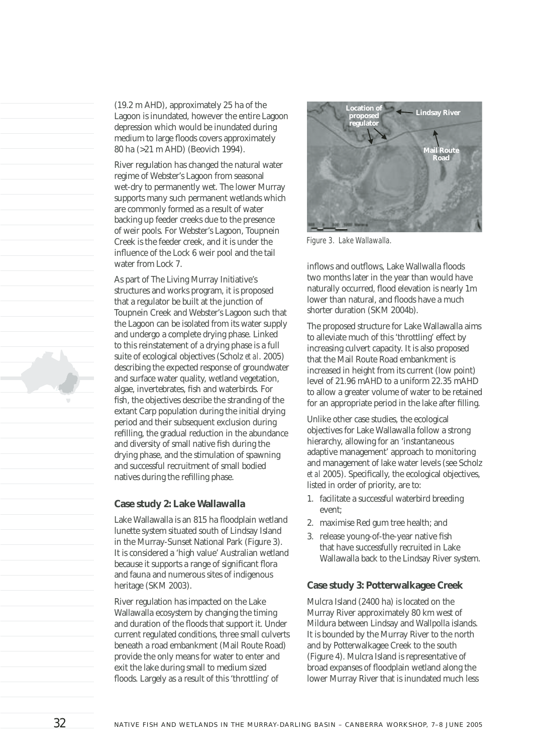(19.2 m AHD), approximately 25 ha of the Lagoon is inundated, however the entire Lagoon depression which would be inundated during medium to large floods covers approximately 80 ha (>21 m AHD) (Beovich 1994).

River regulation has changed the natural water regime of Webster's Lagoon from seasonal wet-dry to permanently wet. The lower Murray supports many such permanent wetlands which are commonly formed as a result of water backing up feeder creeks due to the presence of weir pools. For Webster's Lagoon, Toupnein Creek is the feeder creek, and it is under the influence of the Lock 6 weir pool and the tail water from Lock 7.

As part of The Living Murray Initiative's structures and works program, it is proposed that a regulator be built at the junction of Toupnein Creek and Webster's Lagoon such that the Lagoon can be isolated from its water supply and undergo a complete drying phase. Linked to this reinstatement of a drying phase is a full suite of ecological objectives (Scholz *et al*. 2005) describing the expected response of groundwater and surface water quality, wetland vegetation, algae, invertebrates, fish and waterbirds. For fish, the objectives describe the stranding of the extant Carp population during the initial drying period and their subsequent exclusion during refilling, the gradual reduction in the abundance and diversity of small native fish during the drying phase, and the stimulation of spawning and successful recruitment of small bodied natives during the refilling phase.

### Case study 2: Lake Wallawalla

Lake Wallawalla is an 815 ha floodplain wetland lunette system situated south of Lindsay Island in the Murray-Sunset National Park (Figure 3). It is considered a 'high value' Australian wetland because it supports a range of significant flora and fauna and numerous sites of indigenous heritage (SKM 2003).

River regulation has impacted on the Lake Wallawalla ecosystem by changing the timing and duration of the floods that support it. Under current regulated conditions, three small culverts beneath a road embankment (Mail Route Road) provide the only means for water to enter and exit the lake during small to medium sized floods. Largely as a result of this 'throttling' of inflows and outflows, Lake Wallwalla floods two months later in the year than would have naturally occurred, flood elevation is nearly 1m lower than natural, and floods have a much shorter duration (SKM 2004b).

*Figure 3. Lake Wallawalla.*

The proposed structure for Lake Wallawalla aims to alleviate much of this 'throttling' effect by increasing culvert capacity. It is also proposed that the Mail Route Road embankment is increased in height from its current (low point) level of 21.96 mAHD to a uniform 22.35 mAHD to allow a greater volume of water to be retained for an appropriate period in the lake after filling.

Unlike other case studies, the ecological objectives for Lake Wallawalla follow a strong hierarchy, allowing for an 'instantaneous adaptive management' approach to monitoring and management of lake water levels (see Scholz *et al* 2005). Specifically, the ecological objectives, listed in order of priority, are to:

1. facilitate a successful waterbird breeding event;
2. maximise Red gum tree health; and
3. release young-of-the-year native fish that have successfully recruited in Lake Wallawalla back to the Lindsay River system.

### Case study 3: Potterwalkagee Creek

Mulcra Island (2400 ha) is located on the Murray River approximately 80 km west of Mildura between Lindsay and Wallpolla islands. It is bounded by the Murray River to the north and by Potterwalkagee Creek to the south (Figure 4). Mulcra Island is representative of broad expanses of floodplain wetland along the lower Murray River that is inundated much less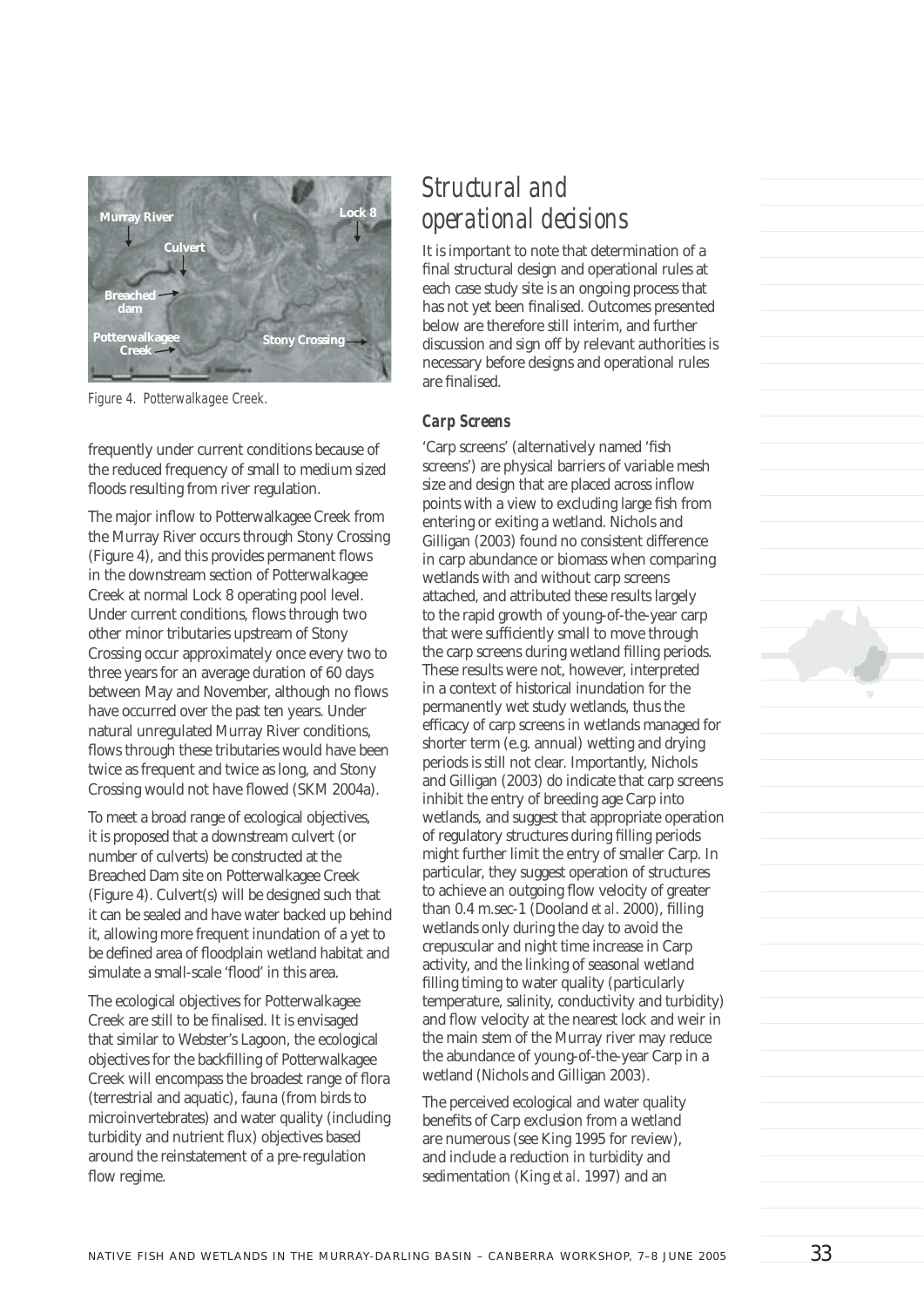Figure 4. Potterwalkagee Creek.

frequently under current conditions because of the reduced frequency of small to medium sized floods resulting from river regulation.

The major inflow to Potterwalkagee Creek from the Murray River occurs through Stony Crossing (Figure 4), and this provides permanent flows in the downstream section of Potterwalkagee Creek at normal Lock 8 operating pool level. Under current conditions, flows through two other minor tributaries upstream of Stony Crossing occur approximately once every two to three years for an average duration of 60 days between May and November, although no flows have occurred over the past ten years. Under natural unregulated Murray River conditions, flows through these tributaries would have been twice as frequent and twice as long, and Stony Crossing would not have flowed (SKM 2004a).

To meet a broad range of ecological objectives, it is proposed that a downstream culvert (or number of culverts) be constructed at the Breached Dam site on Potterwalkagee Creek (Figure 4). Culvert(s) will be designed such that it can be sealed and have water backed up behind it, allowing more frequent inundation of a yet to be defined area of floodplain wetland habitat and simulate a small-scale 'flood' in this area.

The ecological objectives for Potterwalkagee Creek are still to be finalised. It is envisaged that similar to Webster's Lagoon, the ecological objectives for the backfilling of Potterwalkagee Creek will encompass the broadest range of flora (terrestrial and aquatic), fauna (from birds to microinvertebrates) and water quality (including turbidity and nutrient flux) objectives based around the reinstatement of a pre-regulation flow regime.

## Structural and operational decisions

It is important to note that determination of a final structural design and operational rules at each case study site is an ongoing process that has not yet been finalised. Outcomes presented below are therefore still interim, and further discussion and sign off by relevant authorities is necessary before designs and operational rules are finalised.

### Carp Screens

'Carp screens' (alternatively named 'fish screens') are physical barriers of variable mesh size and design that are placed across inflow points with a view to excluding large fish from entering or exiting a wetland. Nichols and Gilligan (2003) found no consistent difference in carp abundance or biomass when comparing wetlands with and without carp screens attached, and attributed these results largely to the rapid growth of young-of-the-year carp that were sufficiently small to move through the carp screens during wetland filling periods. These results were not, however, interpreted in a context of historical inundation for the permanently wet study wetlands, thus the efficacy of carp screens in wetlands managed for shorter term (e.g. annual) wetting and drying periods is still not clear. Importantly, Nichols and Gilligan (2003) do indicate that carp screens inhibit the entry of breeding age Carp into wetlands, and suggest that appropriate operation of regulatory structures during filling periods might further limit the entry of smaller Carp. In particular, they suggest operation of structures to achieve an outgoing flow velocity of greater than 0.4 m.sec-1 (Dooland *et al*. 2000), filling wetlands only during the day to avoid the crepuscular and night time increase in Carp activity, and the linking of seasonal wetland filling timing to water quality (particularly temperature, salinity, conductivity and turbidity) and flow velocity at the nearest lock and weir in the main stem of the Murray river may reduce the abundance of young-of-the-year Carp in a wetland (Nichols and Gilligan 2003).

The perceived ecological and water quality benefits of Carp exclusion from a wetland are numerous (see King 1995 for review), and include a reduction in turbidity and sedimentation (King *et al*. 1997) and an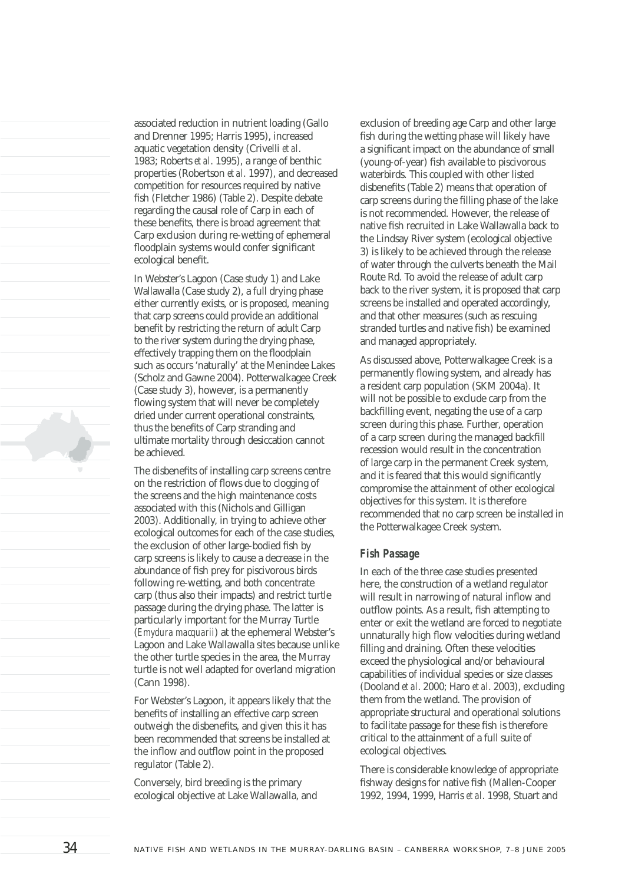associated reduction in nutrient loading (Gallo and Drenner 1995; Harris 1995), increased aquatic vegetation density (Crivelli *et al*. 1983; Roberts *et al*. 1995), a range of benthic properties (Robertson *et al*. 1997), and decreased competition for resources required by native fish (Fletcher 1986) (Table 2). Despite debate regarding the causal role of Carp in each of these benefits, there is broad agreement that Carp exclusion during re-wetting of ephemeral floodplain systems would confer significant ecological benefit.

In Webster's Lagoon (Case study 1) and Lake Wallawalla (Case study 2), a full drying phase either currently exists, or is proposed, meaning that carp screens could provide an additional benefit by restricting the return of adult Carp to the river system during the drying phase, effectively trapping them on the floodplain such as occurs 'naturally' at the Menindee Lakes (Scholz and Gawne 2004). Potterwalkagee Creek (Case study 3), however, is a permanently flowing system that will never be completely dried under current operational constraints, thus the benefits of Carp stranding and ultimate mortality through desiccation cannot be achieved.

The disbenefits of installing carp screens centre on the restriction of flows due to clogging of the screens and the high maintenance costs associated with this (Nichols and Gilligan 2003). Additionally, in trying to achieve other ecological outcomes for each of the case studies, the exclusion of other large-bodied fish by carp screens is likely to cause a decrease in the abundance of fish prey for piscivorous birds following re-wetting, and both concentrate carp (thus also their impacts) and restrict turtle passage during the drying phase. The latter is particularly important for the Murray Turtle (*Emydura macquarii*) at the ephemeral Webster's Lagoon and Lake Wallawalla sites because unlike the other turtle species in the area, the Murray turtle is not well adapted for overland migration (Cann 1998).

For Webster's Lagoon, it appears likely that the benefits of installing an effective carp screen outweigh the disbenefits, and given this it has been recommended that screens be installed at the inflow and outflow point in the proposed regulator (Table 2).

Conversely, bird breeding is the primary ecological objective at Lake Wallawalla, and exclusion of breeding age Carp and other large fish during the wetting phase will likely have a significant impact on the abundance of small (young-of-year) fish available to piscivorous waterbirds. This coupled with other listed disbenefits (Table 2) means that operation of carp screens during the filling phase of the lake is not recommended. However, the release of native fish recruited in Lake Wallawalla back to the Lindsay River system (ecological objective 3) is likely to be achieved through the release of water through the culverts beneath the Mail Route Rd. To avoid the release of adult carp back to the river system, it is proposed that carp screens be installed and operated accordingly, and that other measures (such as rescuing stranded turtles and native fish) be examined and managed appropriately.

As discussed above, Potterwalkagee Creek is a permanently flowing system, and already has a resident carp population (SKM 2004a). It will not be possible to exclude carp from the backfilling event, negating the use of a carp screen during this phase. Further, operation of a carp screen during the managed backfill recession would result in the concentration of large carp in the permanent Creek system, and it is feared that this would significantly compromise the attainment of other ecological objectives for this system. It is therefore recommended that no carp screen be installed in the Potterwalkagee Creek system.

### Fish Passage

In each of the three case studies presented here, the construction of a wetland regulator will result in narrowing of natural inflow and outflow points. As a result, fish attempting to enter or exit the wetland are forced to negotiate unnaturally high flow velocities during wetland filling and draining. Often these velocities exceed the physiological and/or behavioural capabilities of individual species or size classes (Dooland *et al*. 2000; Haro *et al*. 2003), excluding them from the wetland. The provision of appropriate structural and operational solutions to facilitate passage for these fish is therefore critical to the attainment of a full suite of ecological objectives.

There is considerable knowledge of appropriate fishway designs for native fish (Mallen-Cooper 1992, 1994, 1999, Harris *et al*. 1998, Stuart and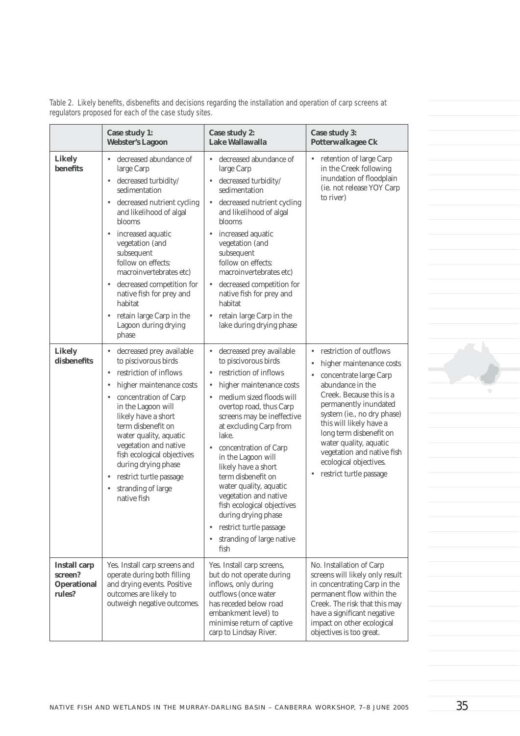Table 2. Likely benefits, disbenefits and decisions regarding the installation and operation of carp screens at regulators proposed for each of the case study sites.

| | **Case study 1: Webster's Lagoon** | **Case study 2: Lake Wallawalla** | **Case study 3: Potterwalkagee Ck** |
|---|---|---|---|
| **Likely benefits** | • decreased abundance of large Carp<br>• decreased turbidity/ sedimentation<br>• decreased nutrient cycling and likelihood of algal blooms<br>• increased aquatic vegetation (and subsequent follow on effects: macroinvertebrates etc)<br>• decreased competition for native fish for prey and habitat<br>• retain large Carp in the Lagoon during drying phase | • decreased abundance of large Carp<br>• decreased turbidity/ sedimentation<br>• decreased nutrient cycling and likelihood of algal blooms<br>• increased aquatic vegetation (and subsequent follow on effects: macroinvertebrates etc)<br>• decreased competition for native fish for prey and habitat<br>• retain large Carp in the lake during drying phase | • retention of large Carp in the Creek following inundation of floodplain (ie. not release YOY Carp to river) |
| **Likely disbenefits** | • decreased prey available to piscivorous birds<br>• restriction of inflows<br>• higher maintenance costs<br>• concentration of Carp in the Lagoon will likely have a short term disbenefit on water quality, aquatic vegetation and native fish ecological objectives during drying phase<br>• restrict turtle passage<br>• stranding of large native fish | • decreased prey available to piscivorous birds<br>• restriction of inflows<br>• higher maintenance costs<br>• medium sized floods will overtop road, thus Carp screens may be ineffective at excluding Carp from lake.<br>• concentration of Carp in the Lagoon will likely have a short term disbenefit on water quality, aquatic vegetation and native fish ecological objectives during drying phase<br>• restrict turtle passage<br>• stranding of large native fish | • restriction of outflows<br>• higher maintenance costs<br>• concentrate large Carp abundance in the Creek. Because this is a permanently inundated system (ie., no dry phase) this will likely have a long term disbenefit on water quality, aquatic vegetation and native fish ecological objectives.<br>• restrict turtle passage |
| **Install carp screen? Operational rules?** | Yes. Install carp screens and operate during both filling and drying events. Positive outcomes are likely to outweigh negative outcomes. | Yes. Install carp screens, but do not operate during inflows, only during outflows (once water has receded below road embankment level) to minimise return of captive carp to Lindsay River. | No. Installation of Carp screens will likely only result in concentrating Carp in the permanent flow within the Creek. The risk that this may have a significant negative impact on other ecological objectives is too great. |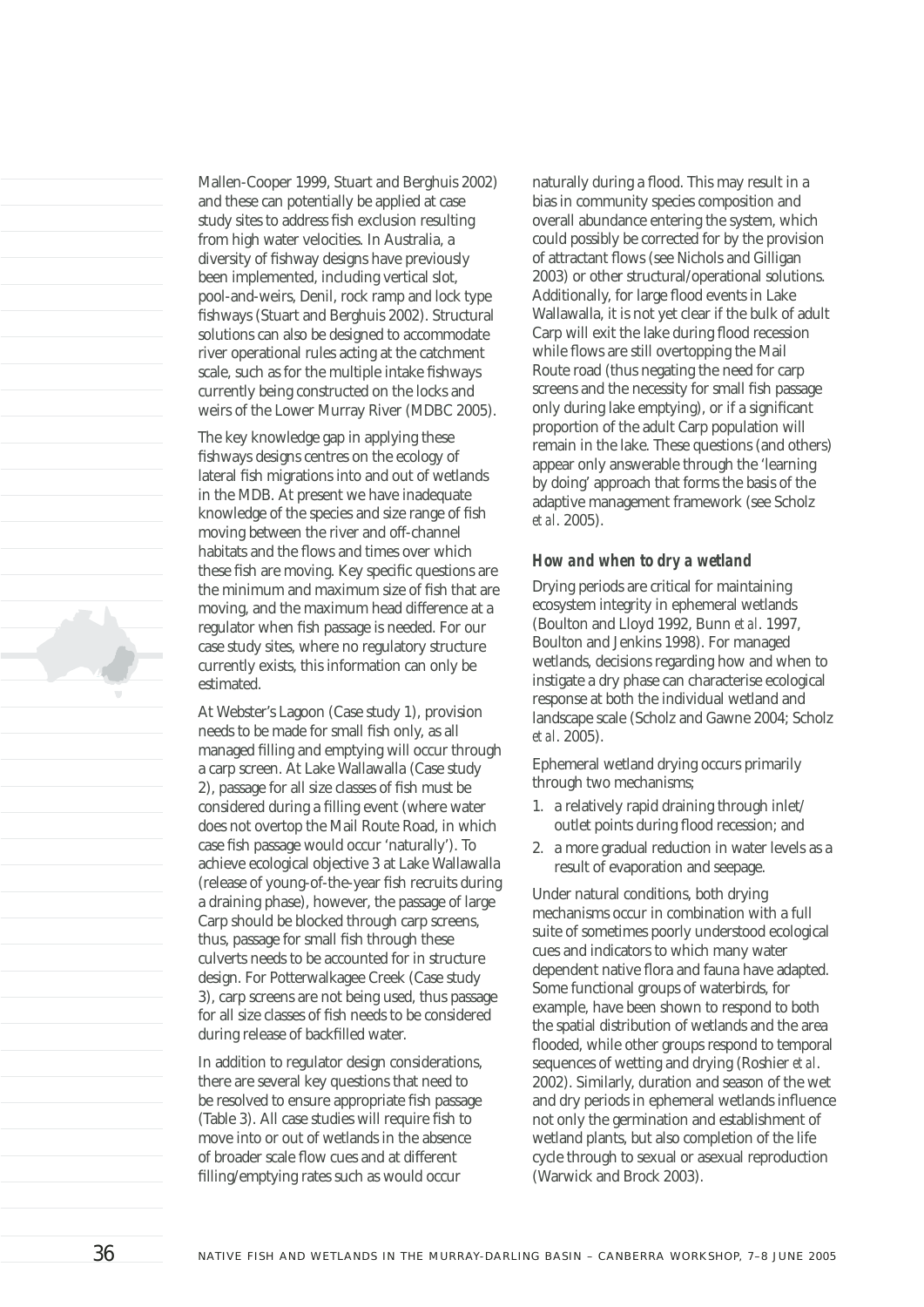Mallen-Cooper 1999, Stuart and Berghuis 2002) and these can potentially be applied at case study sites to address fish exclusion resulting from high water velocities. In Australia, a diversity of fishway designs have previously been implemented, including vertical slot, pool-and-weirs, Denil, rock ramp and lock type fishways (Stuart and Berghuis 2002). Structural solutions can also be designed to accommodate river operational rules acting at the catchment scale, such as for the multiple intake fishways currently being constructed on the locks and weirs of the Lower Murray River (MDBC 2005).

The key knowledge gap in applying these fishways designs centres on the ecology of lateral fish migrations into and out of wetlands in the MDB. At present we have inadequate knowledge of the species and size range of fish moving between the river and off-channel habitats and the flows and times over which these fish are moving. Key specific questions are the minimum and maximum size of fish that are moving, and the maximum head difference at a regulator when fish passage is needed. For our case study sites, where no regulatory structure currently exists, this information can only be estimated.

At Webster's Lagoon (Case study 1), provision needs to be made for small fish only, as all managed filling and emptying will occur through a carp screen. At Lake Wallawalla (Case study 2), passage for all size classes of fish must be considered during a filling event (where water does not overtop the Mail Route Road, in which case fish passage would occur 'naturally'). To achieve ecological objective 3 at Lake Wallawalla (release of young-of-the-year fish recruits during a draining phase), however, the passage of large Carp should be blocked through carp screens, thus, passage for small fish through these culverts needs to be accounted for in structure design. For Potterwalkagee Creek (Case study 3), carp screens are not being used, thus passage for all size classes of fish needs to be considered during release of backfilled water.

In addition to regulator design considerations, there are several key questions that need to be resolved to ensure appropriate fish passage (Table 3). All case studies will require fish to move into or out of wetlands in the absence of broader scale flow cues and at different filling/emptying rates such as would occur naturally during a flood. This may result in a bias in community species composition and overall abundance entering the system, which could possibly be corrected for by the provision of attractant flows (see Nichols and Gilligan 2003) or other structural/operational solutions. Additionally, for large flood events in Lake Wallawalla, it is not yet clear if the bulk of adult Carp will exit the lake during flood recession while flows are still overtopping the Mail Route road (thus negating the need for carp screens and the necessity for small fish passage only during lake emptying), or if a significant proportion of the adult Carp population will remain in the lake. These questions (and others) appear only answerable through the 'learning by doing' approach that forms the basis of the adaptive management framework (see Scholz *et al*. 2005).

### *How and when to dry a wetland*

Drying periods are critical for maintaining ecosystem integrity in ephemeral wetlands (Boulton and Lloyd 1992, Bunn *et al*. 1997, Boulton and Jenkins 1998). For managed wetlands, decisions regarding how and when to instigate a dry phase can characterise ecological response at both the individual wetland and landscape scale (Scholz and Gawne 2004; Scholz *et al*. 2005).

Ephemeral wetland drying occurs primarily through two mechanisms;

1. a relatively rapid draining through inlet/outlet points during flood recession; and
2. a more gradual reduction in water levels as a result of evaporation and seepage.

Under natural conditions, both drying mechanisms occur in combination with a full suite of sometimes poorly understood ecological cues and indicators to which many water dependent native flora and fauna have adapted. Some functional groups of waterbirds, for example, have been shown to respond to both the spatial distribution of wetlands and the area flooded, while other groups respond to temporal sequences of wetting and drying (Roshier *et al*. 2002). Similarly, duration and season of the wet and dry periods in ephemeral wetlands influence not only the germination and establishment of wetland plants, but also completion of the life cycle through to sexual or asexual reproduction (Warwick and Brock 2003).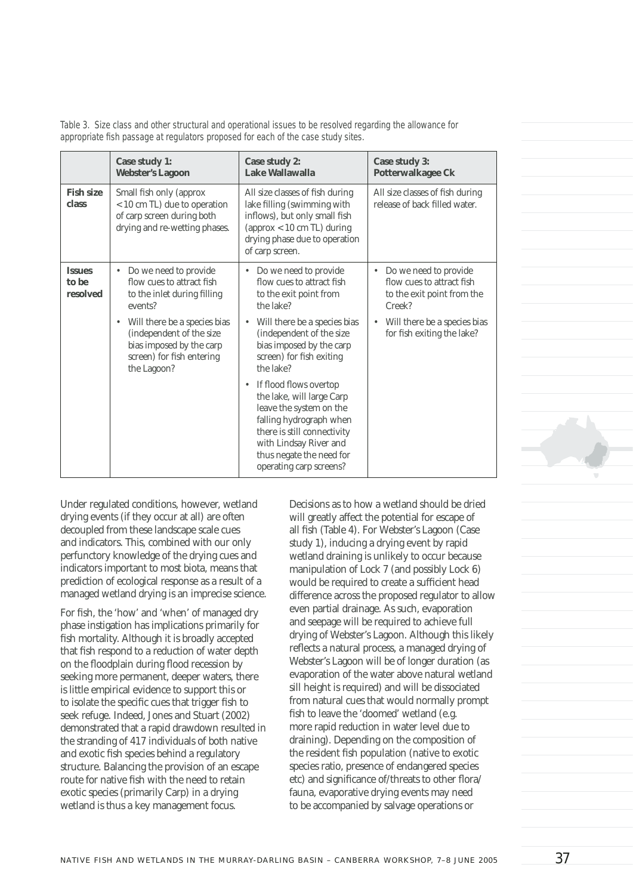*Table 3. Size class and other structural and operational issues to be resolved regarding the allowance for appropriate fish passage at regulators proposed for each of the case study sites.*

| | **Case study 1: Webster's Lagoon** | **Case study 2: Lake Wallawalla** | **Case study 3: Potterwalkagee Ck** |
|---|---|---|---|
| **Fish size class** | Small fish only (approx <10 cm TL) due to operation of carp screen during both drying and re-wetting phases. | All size classes of fish during lake filling (swimming with inflows), but only small fish (approx <10 cm TL) during drying phase due to operation of carp screen. | All size classes of fish during release of back filled water. |
| **Issues to be resolved** | • Do we need to provide flow cues to attract fish to the inlet during filling events? • Will there be a species bias (independent of the size bias imposed by the carp screen) for fish entering the Lagoon? | • Do we need to provide flow cues to attract fish to the exit point from the lake? • Will there be a species bias (independent of the size bias imposed by the carp screen) for fish exiting the lake? • If flood flows overtop the lake, will large Carp leave the system on the falling hydrograph when there is still connectivity with Lindsay River and thus negate the need for operating carp screens? | • Do we need to provide flow cues to attract fish to the exit point from the Creek? • Will there be a species bias for fish exiting the lake? |

Under regulated conditions, however, wetland drying events (if they occur at all) are often decoupled from these landscape scale cues and indicators. This, combined with our only perfunctory knowledge of the drying cues and indicators important to most biota, means that prediction of ecological response as a result of a managed wetland drying is an imprecise science.

For fish, the 'how' and 'when' of managed dry phase instigation has implications primarily for fish mortality. Although it is broadly accepted that fish respond to a reduction of water depth on the floodplain during flood recession by seeking more permanent, deeper waters, there is little empirical evidence to support this or to isolate the specific cues that trigger fish to seek refuge. Indeed, Jones and Stuart (2002) demonstrated that a rapid drawdown resulted in the stranding of 417 individuals of both native and exotic fish species behind a regulatory structure. Balancing the provision of an escape route for native fish with the need to retain exotic species (primarily Carp) in a drying wetland is thus a key management focus.

Decisions as to how a wetland should be dried will greatly affect the potential for escape of all fish (Table 4). For Webster's Lagoon (Case study 1), inducing a drying event by rapid wetland draining is unlikely to occur because manipulation of Lock 7 (and possibly Lock 6) would be required to create a sufficient head difference across the proposed regulator to allow even partial drainage. As such, evaporation and seepage will be required to achieve full drying of Webster's Lagoon. Although this likely reflects a natural process, a managed drying of Webster's Lagoon will be of longer duration (as evaporation of the water above natural wetland sill height is required) and will be dissociated from natural cues that would normally prompt fish to leave the 'doomed' wetland (e.g. more rapid reduction in water level due to draining). Depending on the composition of the resident fish population (native to exotic species ratio, presence of endangered species etc) and significance of/threats to other flora/fauna, evaporative drying events may need to be accompanied by salvage operations or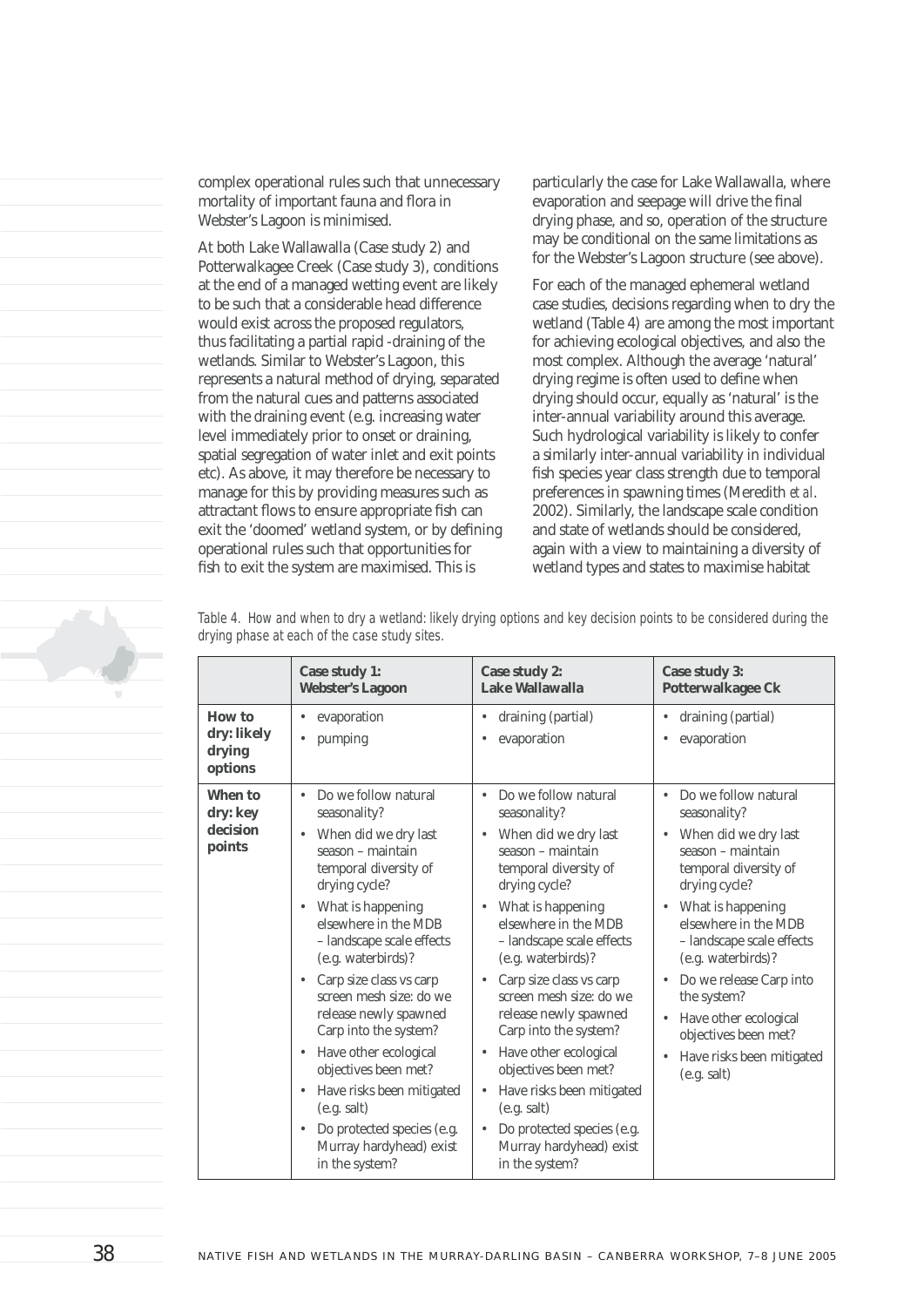complex operational rules such that unnecessary mortality of important fauna and flora in Webster's Lagoon is minimised.

At both Lake Wallawalla (Case study 2) and Potterwalkagee Creek (Case study 3), conditions at the end of a managed wetting event are likely to be such that a considerable head difference would exist across the proposed regulators, thus facilitating a partial rapid -draining of the wetlands. Similar to Webster's Lagoon, this represents a natural method of drying, separated from the natural cues and patterns associated with the draining event (e.g. increasing water level immediately prior to onset or draining, spatial segregation of water inlet and exit points etc). As above, it may therefore be necessary to manage for this by providing measures such as attractant flows to ensure appropriate fish can exit the 'doomed' wetland system, or by defining operational rules such that opportunities for fish to exit the system are maximised. This is particularly the case for Lake Wallawalla, where evaporation and seepage will drive the final drying phase, and so, operation of the structure may be conditional on the same limitations as for the Webster's Lagoon structure (see above).

For each of the managed ephemeral wetland case studies, decisions regarding when to dry the wetland (Table 4) are among the most important for achieving ecological objectives, and also the most complex. Although the average 'natural' drying regime is often used to define when drying should occur, equally as 'natural' is the inter-annual variability around this average. Such hydrological variability is likely to confer a similarly inter-annual variability in individual fish species year class strength due to temporal preferences in spawning times (Meredith *et al*. 2002). Similarly, the landscape scale condition and state of wetlands should be considered, again with a view to maintaining a diversity of wetland types and states to maximise habitat

*Table 4. How and when to dry a wetland: likely drying options and key decision points to be considered during the drying phase at each of the case study sites.*

| | **Case study 1: Webster's Lagoon** | **Case study 2: Lake Wallawalla** | **Case study 3: Potterwalkagee Ck** |
|---|---|---|---|
| **How to dry: likely drying options** | • evaporation<br>• pumping | • draining (partial)<br>• evaporation | • draining (partial)<br>• evaporation |
| **When to dry: key decision points** | • Do we follow natural seasonality?<br>• When did we dry last season – maintain temporal diversity of drying cycle?<br>• What is happening elsewhere in the MDB – landscape scale effects (e.g. waterbirds)?<br>• Carp size class vs carp screen mesh size: do we release newly spawned Carp into the system?<br>• Have other ecological objectives been met?<br>• Have risks been mitigated (e.g. salt)<br>• Do protected species (e.g. Murray hardyhead) exist in the system? | • Do we follow natural seasonality?<br>• When did we dry last season – maintain temporal diversity of drying cycle?<br>• What is happening elsewhere in the MDB – landscape scale effects (e.g. waterbirds)?<br>• Carp size class vs carp screen mesh size: do we release newly spawned Carp into the system?<br>• Have other ecological objectives been met?<br>• Have risks been mitigated (e.g. salt)<br>• Do protected species (e.g. Murray hardyhead) exist in the system? | • Do we follow natural seasonality?<br>• When did we dry last season – maintain temporal diversity of drying cycle?<br>• What is happening elsewhere in the MDB – landscape scale effects (e.g. waterbirds)?<br>• Do we release Carp into the system?<br>• Have other ecological objectives been met?<br>• Have risks been mitigated (e.g. salt) |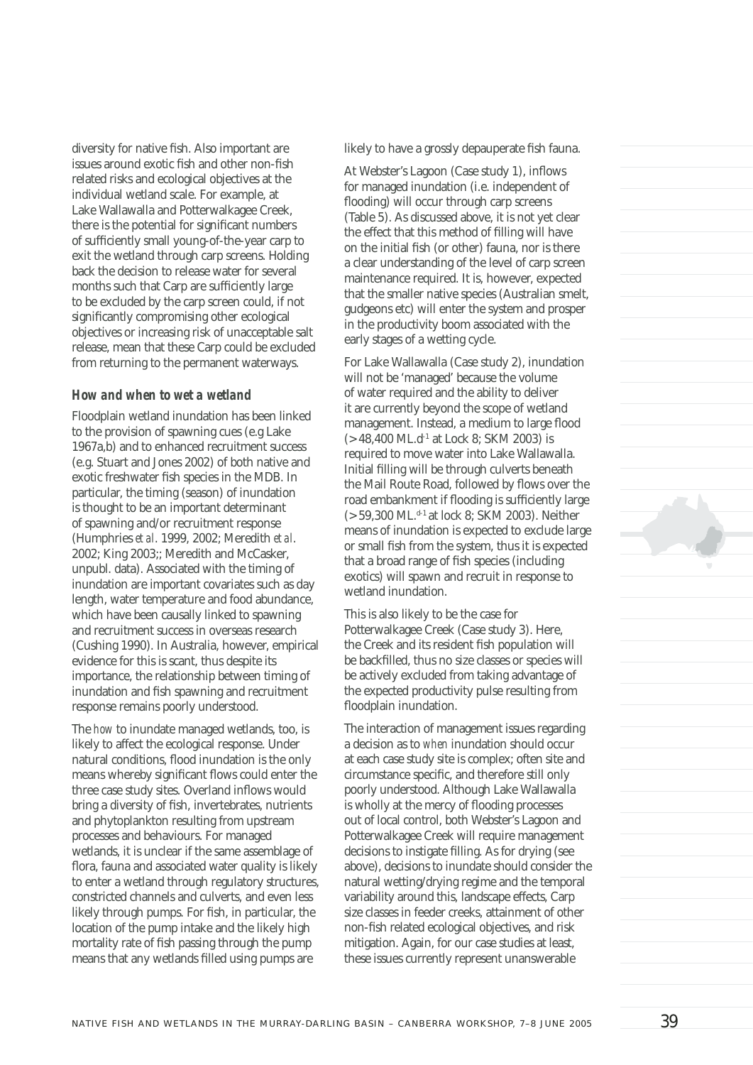diversity for native fish. Also important are issues around exotic fish and other non-fish related risks and ecological objectives at the individual wetland scale. For example, at Lake Wallawalla and Potterwalkagee Creek, there is the potential for significant numbers of sufficiently small young-of-the-year carp to exit the wetland through carp screens. Holding back the decision to release water for several months such that Carp are sufficiently large to be excluded by the carp screen could, if not significantly compromising other ecological objectives or increasing risk of unacceptable salt release, mean that these Carp could be excluded from returning to the permanent waterways.

### *How and when to wet a wetland*

Floodplain wetland inundation has been linked to the provision of spawning cues (e.g Lake 1967a,b) and to enhanced recruitment success (e.g. Stuart and Jones 2002) of both native and exotic freshwater fish species in the MDB. In particular, the timing (season) of inundation is thought to be an important determinant of spawning and/or recruitment response (Humphries *et al*. 1999, 2002; Meredith *et al*. 2002; King 2003;; Meredith and McCasker, unpubl. data). Associated with the timing of inundation are important covariates such as day length, water temperature and food abundance, which have been causally linked to spawning and recruitment success in overseas research (Cushing 1990). In Australia, however, empirical evidence for this is scant, thus despite its importance, the relationship between timing of inundation and fish spawning and recruitment response remains poorly understood.

The *how* to inundate managed wetlands, too, is likely to affect the ecological response. Under natural conditions, flood inundation is the only means whereby significant flows could enter the three case study sites. Overland inflows would bring a diversity of fish, invertebrates, nutrients and phytoplankton resulting from upstream processes and behaviours. For managed wetlands, it is unclear if the same assemblage of flora, fauna and associated water quality is likely to enter a wetland through regulatory structures, constricted channels and culverts, and even less likely through pumps. For fish, in particular, the location of the pump intake and the likely high mortality rate of fish passing through the pump means that any wetlands filled using pumps are likely to have a grossly depauperate fish fauna.

At Webster's Lagoon (Case study 1), inflows for managed inundation (i.e. independent of flooding) will occur through carp screens (Table 5). As discussed above, it is not yet clear the effect that this method of filling will have on the initial fish (or other) fauna, nor is there a clear understanding of the level of carp screen maintenance required. It is, however, expected that the smaller native species (Australian smelt, gudgeons etc) will enter the system and prosper in the productivity boom associated with the early stages of a wetting cycle.

For Lake Wallawalla (Case study 2), inundation will not be 'managed' because the volume of water required and the ability to deliver it are currently beyond the scope of wetland management. Instead, a medium to large flood (>48,400 $ML.d^{-1}$ at Lock 8; SKM 2003) is required to move water into Lake Wallawalla. Initial filling will be through culverts beneath the Mail Route Road, followed by flows over the road embankment if flooding is sufficiently large (>59,300 $ML.^{d-1}$ at lock 8; SKM 2003). Neither means of inundation is expected to exclude large or small fish from the system, thus it is expected that a broad range of fish species (including exotics) will spawn and recruit in response to wetland inundation.

This is also likely to be the case for Potterwalkagee Creek (Case study 3). Here, the Creek and its resident fish population will be backfilled, thus no size classes or species will be actively excluded from taking advantage of the expected productivity pulse resulting from floodplain inundation.

The interaction of management issues regarding a decision as to *when* inundation should occur at each case study site is complex; often site and circumstance specific, and therefore still only poorly understood. Although Lake Wallawalla is wholly at the mercy of flooding processes out of local control, both Webster's Lagoon and Potterwalkagee Creek will require management decisions to instigate filling. As for drying (see above), decisions to inundate should consider the natural wetting/drying regime and the temporal variability around this, landscape effects, Carp size classes in feeder creeks, attainment of other non-fish related ecological objectives, and risk mitigation. Again, for our case studies at least, these issues currently represent unanswerable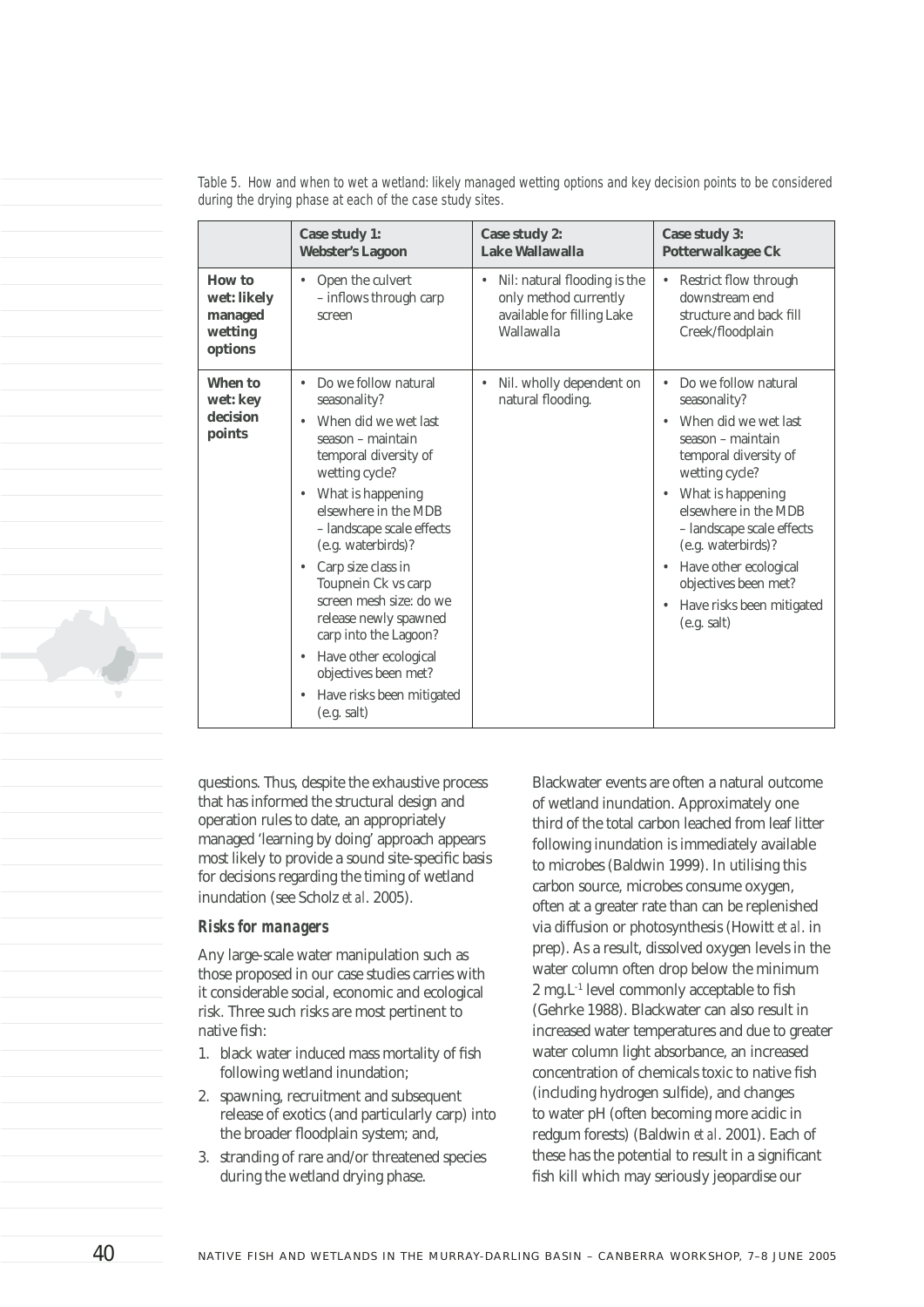Table 5. How and when to wet a wetland: likely managed wetting options and key decision points to be considered during the drying phase at each of the case study sites.

| | Case study 1: Webster's Lagoon | Case study 2: Lake Wallawalla | Case study 3: Potterwalkagee Ck |
|---|---|---|---|
| **How to wet: likely managed wetting options** | • Open the culvert – inflows through carp screen | • Nil: natural flooding is the only method currently available for filling Lake Wallawalla | • Restrict flow through downstream end structure and back fill Creek/floodplain |
| **When to wet: key decision points** | • Do we follow natural seasonality? • When did we wet last season – maintain temporal diversity of wetting cycle? • What is happening elsewhere in the MDB – landscape scale effects (e.g. waterbirds)? • Carp size class in Toupnein Ck vs carp screen mesh size: do we release newly spawned carp into the Lagoon? • Have other ecological objectives been met? • Have risks been mitigated (e.g. salt) | • Nil. wholly dependent on natural flooding. | • Do we follow natural seasonality? • When did we wet last season – maintain temporal diversity of wetting cycle? • What is happening elsewhere in the MDB – landscape scale effects (e.g. waterbirds)? • Have other ecological objectives been met? • Have risks been mitigated (e.g. salt) |

questions. Thus, despite the exhaustive process that has informed the structural design and operation rules to date, an appropriately managed 'learning by doing' approach appears most likely to provide a sound site-specific basis for decisions regarding the timing of wetland inundation (see Scholz *et al*. 2005).

### *Risks for managers*

Any large-scale water manipulation such as those proposed in our case studies carries with it considerable social, economic and ecological risk. Three such risks are most pertinent to native fish:

1. black water induced mass mortality of fish following wetland inundation;
2. spawning, recruitment and subsequent release of exotics (and particularly carp) into the broader floodplain system; and,
3. stranding of rare and/or threatened species during the wetland drying phase.

Blackwater events are often a natural outcome of wetland inundation. Approximately one third of the total carbon leached from leaf litter following inundation is immediately available to microbes (Baldwin 1999). In utilising this carbon source, microbes consume oxygen, often at a greater rate than can be replenished via diffusion or photosynthesis (Howitt *et al*. in prep). As a result, dissolved oxygen levels in the water column often drop below the minimum 2 $mg.L^{-1}$ level commonly acceptable to fish (Gehrke 1988). Blackwater can also result in increased water temperatures and due to greater water column light absorbance, an increased concentration of chemicals toxic to native fish (including hydrogen sulfide), and changes to water pH (often becoming more acidic in redgum forests) (Baldwin *et al*. 2001). Each of these has the potential to result in a significant fish kill which may seriously jeopardise our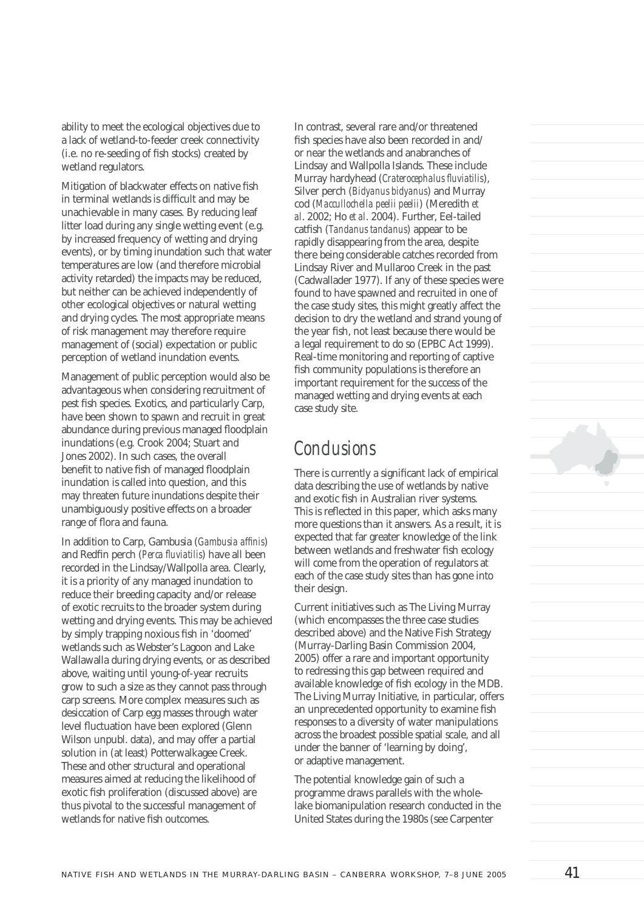ability to meet the ecological objectives due to a lack of wetland-to-feeder creek connectivity (i.e. no re-seeding of fish stocks) created by wetland regulators.

Mitigation of blackwater effects on native fish in terminal wetlands is difficult and may be unachievable in many cases. By reducing leaf litter load during any single wetting event (e.g. by increased frequency of wetting and drying events), or by timing inundation such that water temperatures are low (and therefore microbial activity retarded) the impacts may be reduced, but neither can be achieved independently of other ecological objectives or natural wetting and drying cycles. The most appropriate means of risk management may therefore require management of (social) expectation or public perception of wetland inundation events.

Management of public perception would also be advantageous when considering recruitment of pest fish species. Exotics, and particularly Carp, have been shown to spawn and recruit in great abundance during previous managed floodplain inundations (e.g. Crook 2004; Stuart and Jones 2002). In such cases, the overall benefit to native fish of managed floodplain inundation is called into question, and this may threaten future inundations despite their unambiguously positive effects on a broader range of flora and fauna.

In addition to Carp, Gambusia (*Gambusia affinis*) and Redfin perch (*Perca fluviatilis*) have all been recorded in the Lindsay/Wallpolla area. Clearly, it is a priority of any managed inundation to reduce their breeding capacity and/or release of exotic recruits to the broader system during wetting and drying events. This may be achieved by simply trapping noxious fish in 'doomed' wetlands such as Webster's Lagoon and Lake Wallawalla during drying events, or as described above, waiting until young-of-year recruits grow to such a size as they cannot pass through carp screens. More complex measures such as desiccation of Carp egg masses through water level fluctuation have been explored (Glenn Wilson unpubl. data), and may offer a partial solution in (at least) Potterwalkagee Creek. These and other structural and operational measures aimed at reducing the likelihood of exotic fish proliferation (discussed above) are thus pivotal to the successful management of wetlands for native fish outcomes.

In contrast, several rare and/or threatened fish species have also been recorded in and/or near the wetlands and anabranches of Lindsay and Wallpolla Islands. These include Murray hardyhead (*Craterocephalus fluviatilis*), Silver perch (*Bidyanus bidyanus*) and Murray cod (*Maccullochella peelii peelii*) (Meredith *et al*. 2002; Ho *et al*. 2004). Further, Eel-tailed catfish (*Tandanus tandanus*) appear to be rapidly disappearing from the area, despite there being considerable catches recorded from Lindsay River and Mullaroo Creek in the past (Cadwallader 1977). If any of these species were found to have spawned and recruited in one of the case study sites, this might greatly affect the decision to dry the wetland and strand young of the year fish, not least because there would be a legal requirement to do so (EPBC Act 1999). Real-time monitoring and reporting of captive fish community populations is therefore an important requirement for the success of the managed wetting and drying events at each case study site.

## Conclusions

There is currently a significant lack of empirical data describing the use of wetlands by native and exotic fish in Australian river systems. This is reflected in this paper, which asks many more questions than it answers. As a result, it is expected that far greater knowledge of the link between wetlands and freshwater fish ecology will come from the operation of regulators at each of the case study sites than has gone into their design.

Current initiatives such as The Living Murray (which encompasses the three case studies described above) and the Native Fish Strategy (Murray-Darling Basin Commission 2004, 2005) offer a rare and important opportunity to redressing this gap between required and available knowledge of fish ecology in the MDB. The Living Murray Initiative, in particular, offers an unprecedented opportunity to examine fish responses to a diversity of water manipulations across the broadest possible spatial scale, and all under the banner of 'learning by doing', or adaptive management.

The potential knowledge gain of such a programme draws parallels with the whole-lake biomanipulation research conducted in the United States during the 1980s (see Carpenter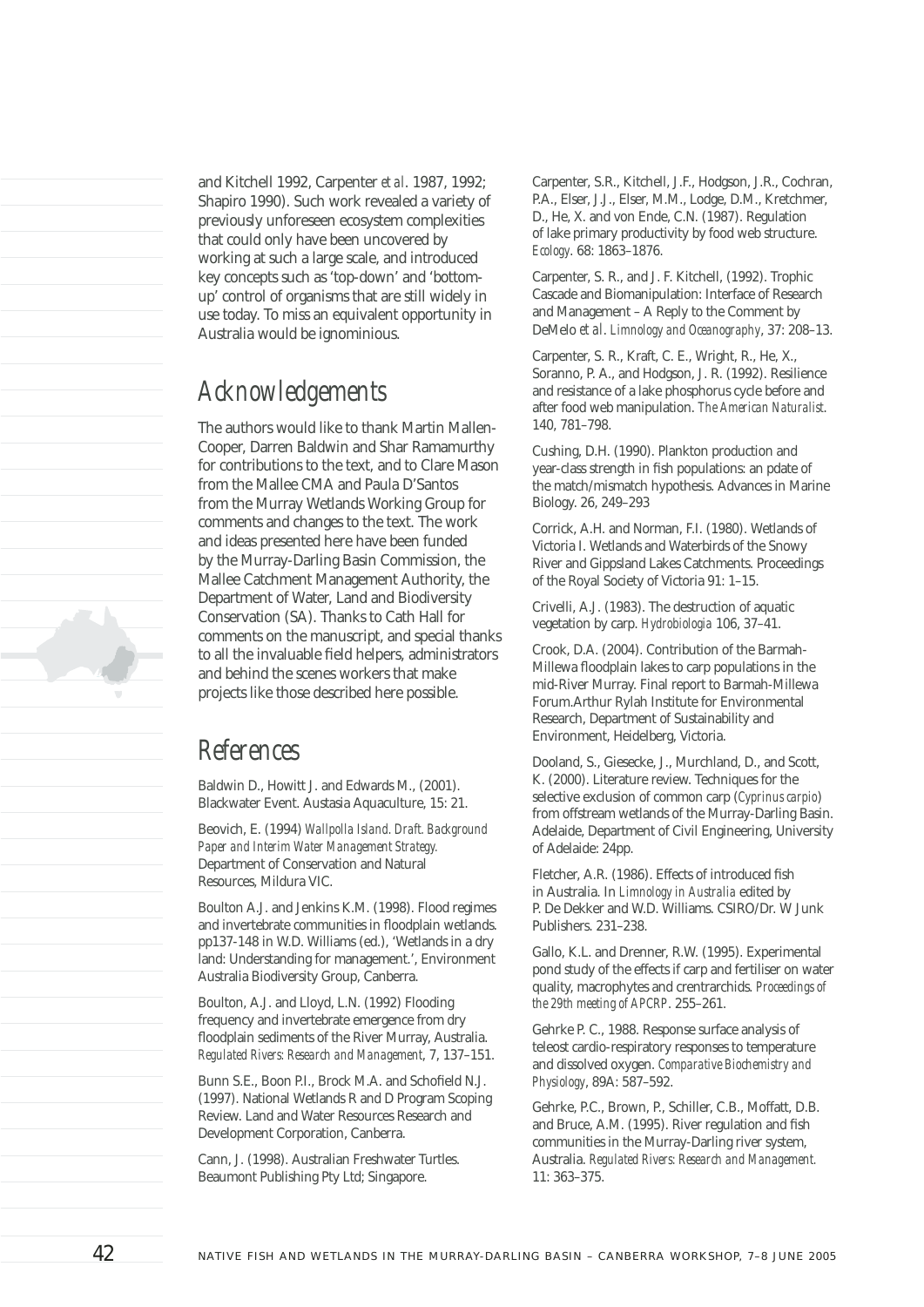and Kitchell 1992, Carpenter *et al*. 1987, 1992; Shapiro 1990). Such work revealed a variety of previously unforeseen ecosystem complexities that could only have been uncovered by working at such a large scale, and introduced key concepts such as 'top-down' and 'bottom-up' control of organisms that are still widely in use today. To miss an equivalent opportunity in Australia would be ignominious.

## Acknowledgements

The authors would like to thank Martin Mallen-Cooper, Darren Baldwin and Shar Ramamurthy for contributions to the text, and to Clare Mason from the Mallee CMA and Paula D'Santos from the Murray Wetlands Working Group for comments and changes to the text. The work and ideas presented here have been funded by the Murray-Darling Basin Commission, the Mallee Catchment Management Authority, the Department of Water, Land and Biodiversity Conservation (SA). Thanks to Cath Hall for comments on the manuscript, and special thanks to all the invaluable field helpers, administrators and behind the scenes workers that make projects like those described here possible.

## References

Baldwin D., Howitt J. and Edwards M., (2001). Blackwater Event. Austasia Aquaculture, 15: 21.

Beovich, E. (1994) *Wallpolla Island. Draft. Background Paper and Interim Water Management Strategy.* Department of Conservation and Natural Resources, Mildura VIC.

Boulton A.J. and Jenkins K.M. (1998). Flood regimes and invertebrate communities in floodplain wetlands. pp137-148 in W.D. Williams (ed.), 'Wetlands in a dry land: Understanding for management.', Environment Australia Biodiversity Group, Canberra.

Boulton, A.J. and Lloyd, L.N. (1992) Flooding frequency and invertebrate emergence from dry floodplain sediments of the River Murray, Australia. *Regulated Rivers: Research and Management*, 7, 137–151.

Bunn S.E., Boon P.I., Brock M.A. and Schofield N.J. (1997). National Wetlands R and D Program Scoping Review. Land and Water Resources Research and Development Corporation, Canberra.

Cann, J. (1998). Australian Freshwater Turtles. Beaumont Publishing Pty Ltd; Singapore.

Carpenter, S.R., Kitchell, J.F., Hodgson, J.R., Cochran, P.A., Elser, J.J., Elser, M.M., Lodge, D.M., Kretchmer, D., He, X. and von Ende, C.N. (1987). Regulation of lake primary productivity by food web structure. *Ecology*. 68: 1863–1876.

Carpenter, S. R., and J. F. Kitchell, (1992). Trophic Cascade and Biomanipulation: Interface of Research and Management – A Reply to the Comment by DeMelo *et al*. *Limnology and Oceanography*, 37: 208–13.

Carpenter, S. R., Kraft, C. E., Wright, R., He, X., Soranno, P. A., and Hodgson, J. R. (1992). Resilience and resistance of a lake phosphorus cycle before and after food web manipulation. *The American Naturalist*. 140, 781–798.

Cushing, D.H. (1990). Plankton production and year-class strength in fish populations: an pdate of the match/mismatch hypothesis. Advances in Marine Biology. 26, 249–293

Corrick, A.H. and Norman, F.I. (1980). Wetlands of Victoria I. Wetlands and Waterbirds of the Snowy River and Gippsland Lakes Catchments. Proceedings of the Royal Society of Victoria 91: 1–15.

Crivelli, A.J. (1983). The destruction of aquatic vegetation by carp. *Hydrobiologia* 106, 37–41.

Crook, D.A. (2004). Contribution of the Barmah-Millewa floodplain lakes to carp populations in the mid-River Murray. Final report to Barmah-Millewa Forum.Arthur Rylah Institute for Environmental Research, Department of Sustainability and Environment, Heidelberg, Victoria.

Dooland, S., Giesecke, J., Murchland, D., and Scott, K. (2000). Literature review. Techniques for the selective exclusion of common carp (*Cyprinus carpio*) from offstream wetlands of the Murray-Darling Basin. Adelaide, Department of Civil Engineering, University of Adelaide: 24pp.

Fletcher, A.R. (1986). Effects of introduced fish in Australia. In *Limnology in Australia* edited by P. De Dekker and W.D. Williams. CSIRO/Dr. W Junk Publishers. 231–238.

Gallo, K.L. and Drenner, R.W. (1995). Experimental pond study of the effects if carp and fertiliser on water quality, macrophytes and crentrarchids. *Proceedings of the 29th meeting of APCRP*. 255–261.

Gehrke P. C., 1988. Response surface analysis of teleost cardio-respiratory responses to temperature and dissolved oxygen. *Comparative Biochemistry and Physiology*, 89A: 587–592.

Gehrke, P.C., Brown, P., Schiller, C.B., Moffatt, D.B. and Bruce, A.M. (1995). River regulation and fish communities in the Murray-Darling river system, Australia. *Regulated Rivers: Research and Management.* 11: 363–375.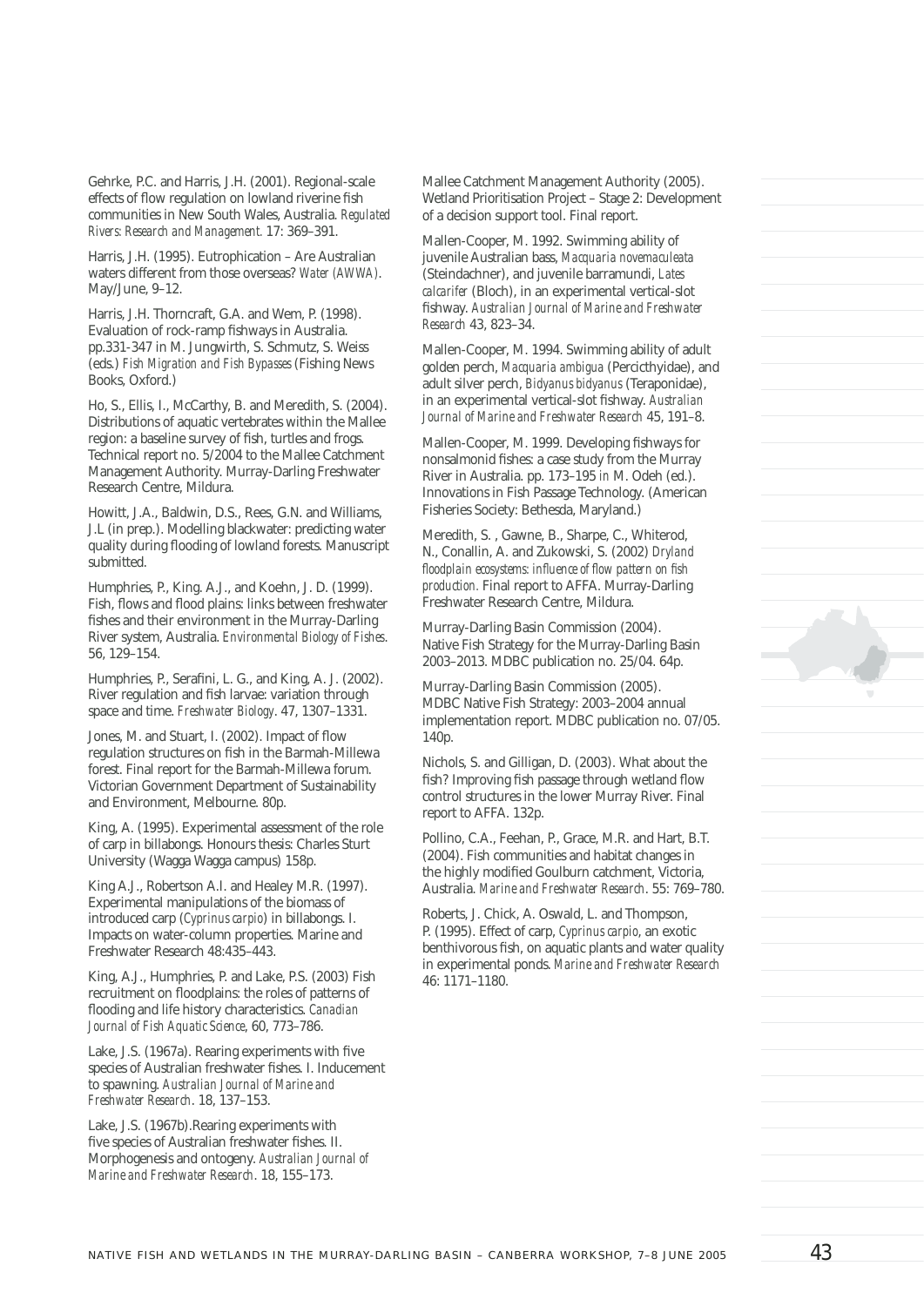Gehrke, P.C. and Harris, J.H. (2001). Regional-scale effects of flow regulation on lowland riverine fish communities in New South Wales, Australia. *Regulated Rivers: Research and Management.* 17: 369–391.

Harris, J.H. (1995). Eutrophication – Are Australian waters different from those overseas? *Water (AWWA)*. May/June, 9–12.

Harris, J.H. Thorncraft, G.A. and Wem, P. (1998). Evaluation of rock-ramp fishways in Australia. pp.331-347 in M. Jungwirth, S. Schmutz, S. Weiss (eds.) *Fish Migration and Fish Bypasses* (Fishing News Books, Oxford.)

Ho, S., Ellis, I., McCarthy, B. and Meredith, S. (2004). Distributions of aquatic vertebrates within the Mallee region: a baseline survey of fish, turtles and frogs. Technical report no. 5/2004 to the Mallee Catchment Management Authority. Murray-Darling Freshwater Research Centre, Mildura.

Howitt, J.A., Baldwin, D.S., Rees, G.N. and Williams, J.L (in prep.). Modelling blackwater: predicting water quality during flooding of lowland forests. Manuscript submitted.

Humphries, P., King. A.J., and Koehn, J. D. (1999). Fish, flows and flood plains: links between freshwater fishes and their environment in the Murray-Darling River system, Australia. *Environmental Biology of Fishes*. 56, 129–154.

Humphries, P., Serafini, L. G., and King, A. J. (2002). River regulation and fish larvae: variation through space and time. *Freshwater Biology*. 47, 1307–1331.

Jones, M. and Stuart, I. (2002). Impact of flow regulation structures on fish in the Barmah-Millewa forest. Final report for the Barmah-Millewa forum. Victorian Government Department of Sustainability and Environment, Melbourne. 80p.

King, A. (1995). Experimental assessment of the role of carp in billabongs. Honours thesis: Charles Sturt University (Wagga Wagga campus) 158p.

King A.J., Robertson A.I. and Healey M.R. (1997). Experimental manipulations of the biomass of introduced carp (*Cyprinus carpio*) in billabongs. I. Impacts on water-column properties. Marine and Freshwater Research 48:435–443.

King, A.J., Humphries, P. and Lake, P.S. (2003) Fish recruitment on floodplains: the roles of patterns of flooding and life history characteristics. *Canadian Journal of Fish Aquatic Science*, 60, 773–786.

Lake, J.S. (1967a). Rearing experiments with five species of Australian freshwater fishes. I. Inducement to spawning. *Australian Journal of Marine and Freshwater Research*. 18, 137–153.

Lake, J.S. (1967b).Rearing experiments with five species of Australian freshwater fishes. II. Morphogenesis and ontogeny. *Australian Journal of Marine and Freshwater Research*. 18, 155–173.

Mallee Catchment Management Authority (2005). Wetland Prioritisation Project – Stage 2: Development of a decision support tool. Final report.

Mallen-Cooper, M. 1992. Swimming ability of juvenile Australian bass, *Macquaria novemaculeata* (Steindachner), and juvenile barramundi, *Lates calcarifer* (Bloch), in an experimental vertical-slot fishway. *Australian Journal of Marine and Freshwater Research* 43, 823–34.

Mallen-Cooper, M. 1994. Swimming ability of adult golden perch, *Macquaria ambigua* (Percicthyidae), and adult silver perch, *Bidyanus bidyanus* (Teraponidae), in an experimental vertical-slot fishway. *Australian Journal of Marine and Freshwater Research* 45, 191–8.

Mallen-Cooper, M. 1999. Developing fishways for nonsalmonid fishes: a case study from the Murray River in Australia. pp. 173–195 in M. Odeh (ed.). Innovations in Fish Passage Technology. (American Fisheries Society: Bethesda, Maryland.)

Meredith, S. , Gawne, B., Sharpe, C., Whiterod, N., Conallin, A. and Zukowski, S. (2002) *Dryland floodplain ecosystems: influence of flow pattern on fish production.* Final report to AFFA. Murray-Darling Freshwater Research Centre, Mildura.

Murray-Darling Basin Commission (2004). Native Fish Strategy for the Murray-Darling Basin 2003–2013. MDBC publication no. 25/04. 64p.

Murray-Darling Basin Commission (2005). MDBC Native Fish Strategy: 2003–2004 annual implementation report. MDBC publication no. 07/05. 140p.

Nichols, S. and Gilligan, D. (2003). What about the fish? Improving fish passage through wetland flow control structures in the lower Murray River. Final report to AFFA. 132p.

Pollino, C.A., Feehan, P., Grace, M.R. and Hart, B.T. (2004). Fish communities and habitat changes in the highly modified Goulburn catchment, Victoria, Australia. *Marine and Freshwater Research*. 55: 769–780.

Roberts, J. Chick, A. Oswald, L. and Thompson, P. (1995). Effect of carp, *Cyprinus carpio*, an exotic benthivorous fish, on aquatic plants and water quality in experimental ponds. *Marine and Freshwater Research* 46: 1171–1180.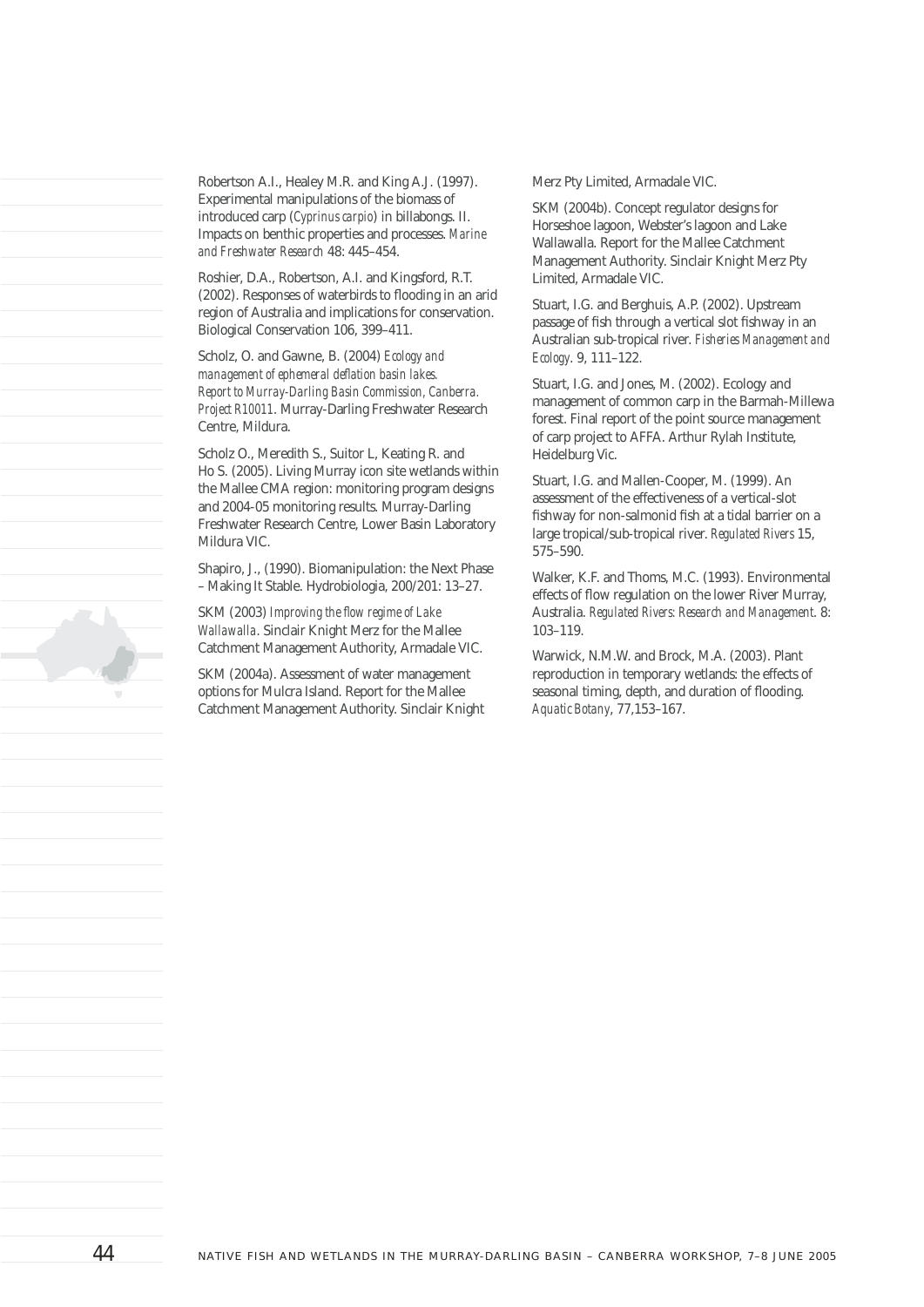Robertson A.I., Healey M.R. and King A.J. (1997). Experimental manipulations of the biomass of introduced carp (*Cyprinus carpio*) in billabongs. II. Impacts on benthic properties and processes. *Marine and Freshwater Research* 48: 445–454.

Roshier, D.A., Robertson, A.I. and Kingsford, R.T. (2002). Responses of waterbirds to flooding in an arid region of Australia and implications for conservation. Biological Conservation 106, 399–411.

Scholz, O. and Gawne, B. (2004) *Ecology and management of ephemeral deflation basin lakes. Report to Murray-Darling Basin Commission, Canberra. Project R10011*. Murray-Darling Freshwater Research Centre, Mildura.

Scholz O., Meredith S., Suitor L, Keating R. and Ho S. (2005). Living Murray icon site wetlands within the Mallee CMA region: monitoring program designs and 2004-05 monitoring results. Murray-Darling Freshwater Research Centre, Lower Basin Laboratory Mildura VIC.

Shapiro, J., (1990). Biomanipulation: the Next Phase – Making It Stable. Hydrobiologia, 200/201: 13–27.

SKM (2003) *Improving the flow regime of Lake Wallawalla*. Sinclair Knight Merz for the Mallee Catchment Management Authority, Armadale VIC.

SKM (2004a). Assessment of water management options for Mulcra Island. Report for the Mallee Catchment Management Authority. Sinclair Knight Merz Pty Limited, Armadale VIC.

SKM (2004b). Concept regulator designs for Horseshoe lagoon, Webster's lagoon and Lake Wallawalla. Report for the Mallee Catchment Management Authority. Sinclair Knight Merz Pty Limited, Armadale VIC.

Stuart, I.G. and Berghuis, A.P. (2002). Upstream passage of fish through a vertical slot fishway in an Australian sub-tropical river. *Fisheries Management and Ecology*. 9, 111–122.

Stuart, I.G. and Jones, M. (2002). Ecology and management of common carp in the Barmah-Millewa forest. Final report of the point source management of carp project to AFFA. Arthur Rylah Institute, Heidelburg Vic.

Stuart, I.G. and Mallen-Cooper, M. (1999). An assessment of the effectiveness of a vertical-slot fishway for non-salmonid fish at a tidal barrier on a large tropical/sub-tropical river. *Regulated Rivers* 15, 575–590.

Walker, K.F. and Thoms, M.C. (1993). Environmental effects of flow regulation on the lower River Murray, Australia. *Regulated Rivers: Research and Management*. 8: 103–119.

Warwick, N.M.W. and Brock, M.A. (2003). Plant reproduction in temporary wetlands: the effects of seasonal timing, depth, and duration of flooding. *Aquatic Botany*, 77,153–167.